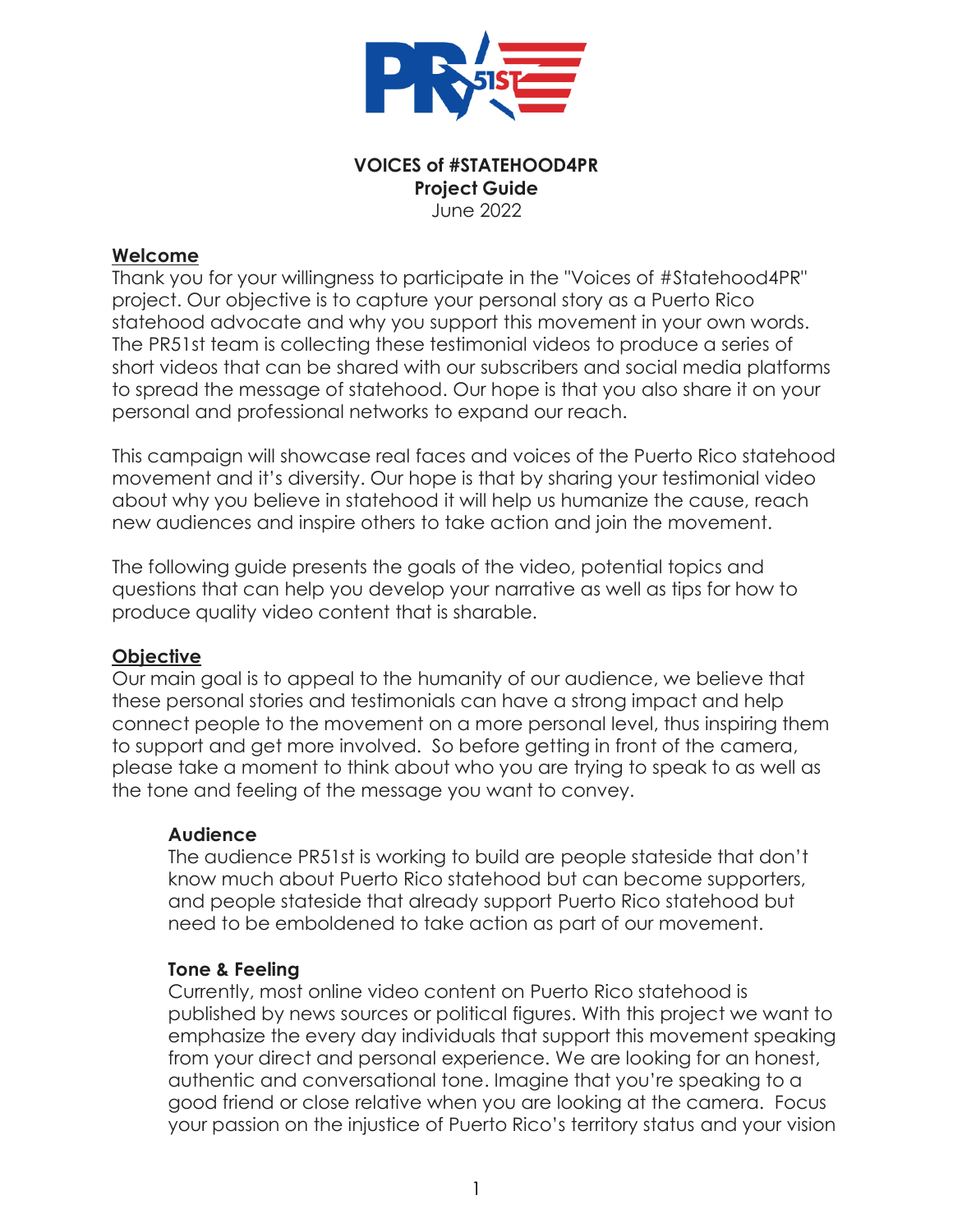**VOICES of #STATEHOOD4PR**
**Project Guide**
June 2022

## Welcome

Thank you for your willingness to participate in the "Voices of #Statehood4PR" project. Our objective is to capture your personal story as a Puerto Rico statehood advocate and why you support this movement in your own words. The PR51st team is collecting these testimonial videos to produce a series of short videos that can be shared with our subscribers and social media platforms to spread the message of statehood. Our hope is that you also share it on your personal and professional networks to expand our reach.

This campaign will showcase real faces and voices of the Puerto Rico statehood movement and it's diversity. Our hope is that by sharing your testimonial video about why you believe in statehood it will help us humanize the cause, reach new audiences and inspire others to take action and join the movement.

The following guide presents the goals of the video, potential topics and questions that can help you develop your narrative as well as tips for how to produce quality video content that is sharable.

## Objective

Our main goal is to appeal to the humanity of our audience, we believe that these personal stories and testimonials can have a strong impact and help connect people to the movement on a more personal level, thus inspiring them to support and get more involved. So before getting in front of the camera, please take a moment to think about who you are trying to speak to as well as the tone and feeling of the message you want to convey.

### Audience

The audience PR51st is working to build are people stateside that don't know much about Puerto Rico statehood but can become supporters, and people stateside that already support Puerto Rico statehood but need to be emboldened to take action as part of our movement.

### Tone & Feeling

Currently, most online video content on Puerto Rico statehood is published by news sources or political figures. With this project we want to emphasize the every day individuals that support this movement speaking from your direct and personal experience. We are looking for an honest, authentic and conversational tone. Imagine that you're speaking to a good friend or close relative when you are looking at the camera. Focus your passion on the injustice of Puerto Rico's territory status and your vision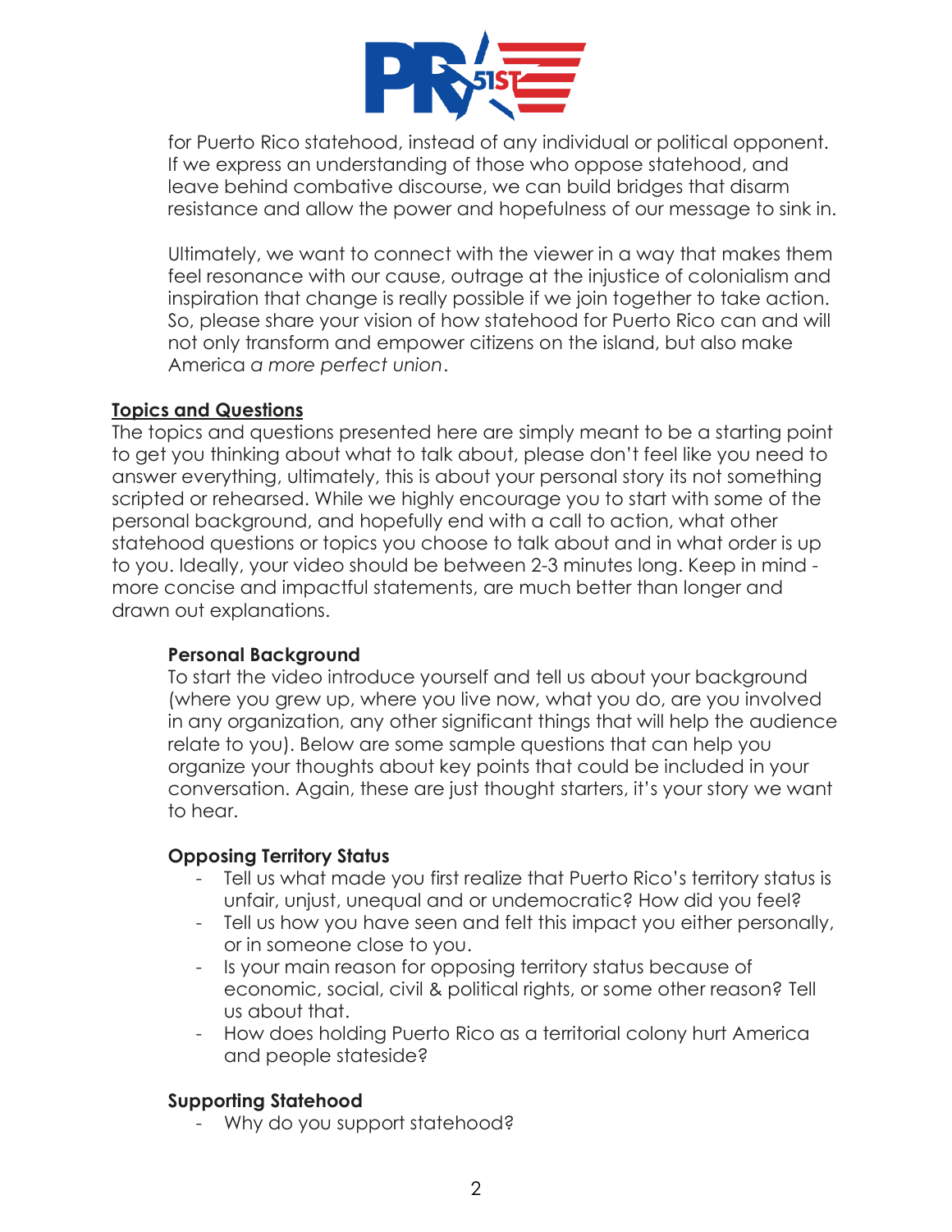for Puerto Rico statehood, instead of any individual or political opponent. If we express an understanding of those who oppose statehood, and leave behind combative discourse, we can build bridges that disarm resistance and allow the power and hopefulness of our message to sink in.

Ultimately, we want to connect with the viewer in a way that makes them feel resonance with our cause, outrage at the injustice of colonialism and inspiration that change is really possible if we join together to take action. So, please share your vision of how statehood for Puerto Rico can and will not only transform and empower citizens on the island, but also make America *a more perfect union*.

## Topics and Questions

The topics and questions presented here are simply meant to be a starting point to get you thinking about what to talk about, please don't feel like you need to answer everything, ultimately, this is about your personal story its not something scripted or rehearsed. While we highly encourage you to start with some of the personal background, and hopefully end with a call to action, what other statehood questions or topics you choose to talk about and in what order is up to you. Ideally, your video should be between 2-3 minutes long. Keep in mind - more concise and impactful statements, are much better than longer and drawn out explanations.

### Personal Background

To start the video introduce yourself and tell us about your background (where you grew up, where you live now, what you do, are you involved in any organization, any other significant things that will help the audience relate to you). Below are some sample questions that can help you organize your thoughts about key points that could be included in your conversation. Again, these are just thought starters, it's your story we want to hear.

### Opposing Territory Status

- Tell us what made you first realize that Puerto Rico's territory status is unfair, unjust, unequal and or undemocratic? How did you feel?
- Tell us how you have seen and felt this impact you either personally, or in someone close to you.
- Is your main reason for opposing territory status because of economic, social, civil & political rights, or some other reason? Tell us about that.
- How does holding Puerto Rico as a territorial colony hurt America and people stateside?

### Supporting Statehood

- Why do you support statehood?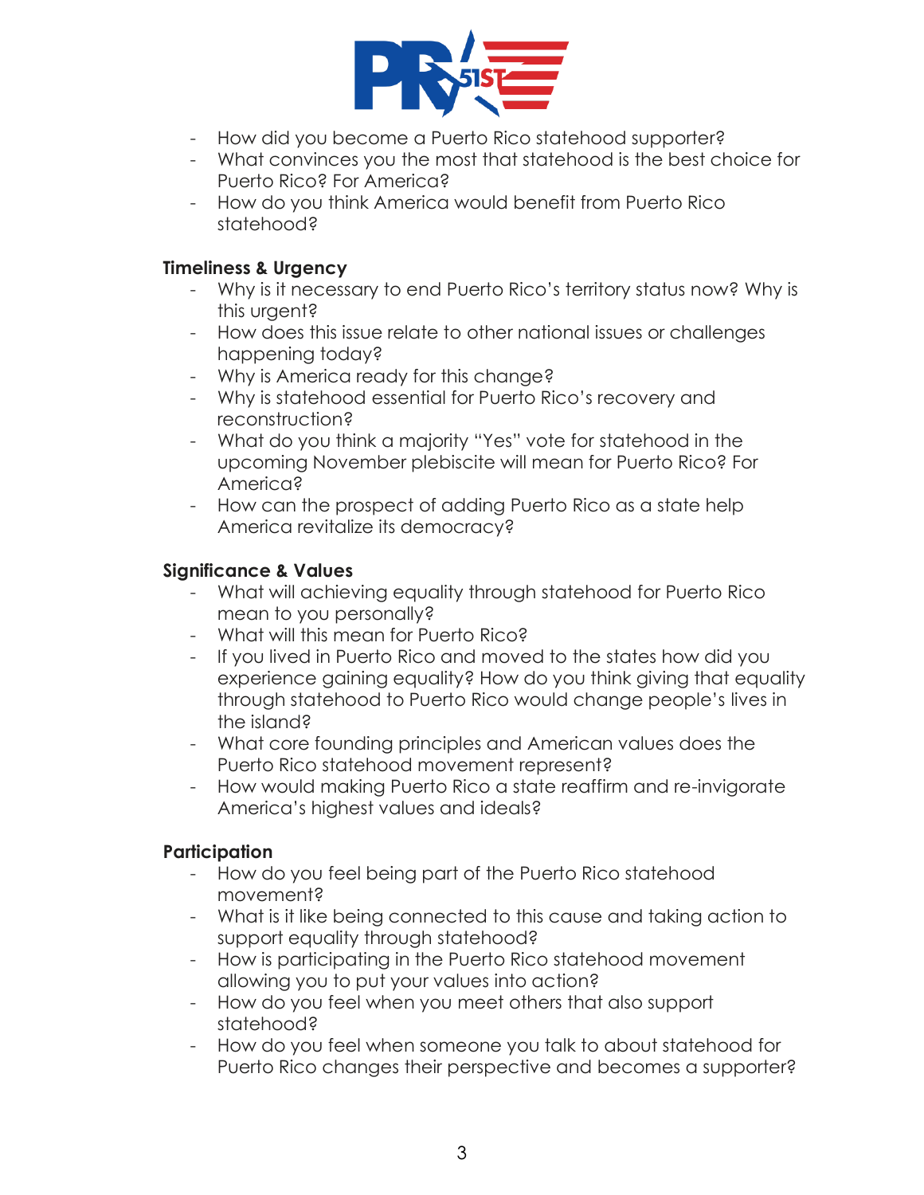- How did you become a Puerto Rico statehood supporter?
- What convinces you the most that statehood is the best choice for Puerto Rico? For America?
- How do you think America would benefit from Puerto Rico statehood?

**Timeliness & Urgency**

- Why is it necessary to end Puerto Rico's territory status now? Why is this urgent?
- How does this issue relate to other national issues or challenges happening today?
- Why is America ready for this change?
- Why is statehood essential for Puerto Rico's recovery and reconstruction?
- What do you think a majority "Yes" vote for statehood in the upcoming November plebiscite will mean for Puerto Rico? For America?
- How can the prospect of adding Puerto Rico as a state help America revitalize its democracy?

**Significance & Values**

- What will achieving equality through statehood for Puerto Rico mean to you personally?
- What will this mean for Puerto Rico?
- If you lived in Puerto Rico and moved to the states how did you experience gaining equality? How do you think giving that equality through statehood to Puerto Rico would change people's lives in the island?
- What core founding principles and American values does the Puerto Rico statehood movement represent?
- How would making Puerto Rico a state reaffirm and re-invigorate America's highest values and ideals?

**Participation**

- How do you feel being part of the Puerto Rico statehood movement?
- What is it like being connected to this cause and taking action to support equality through statehood?
- How is participating in the Puerto Rico statehood movement allowing you to put your values into action?
- How do you feel when you meet others that also support statehood?
- How do you feel when someone you talk to about statehood for Puerto Rico changes their perspective and becomes a supporter?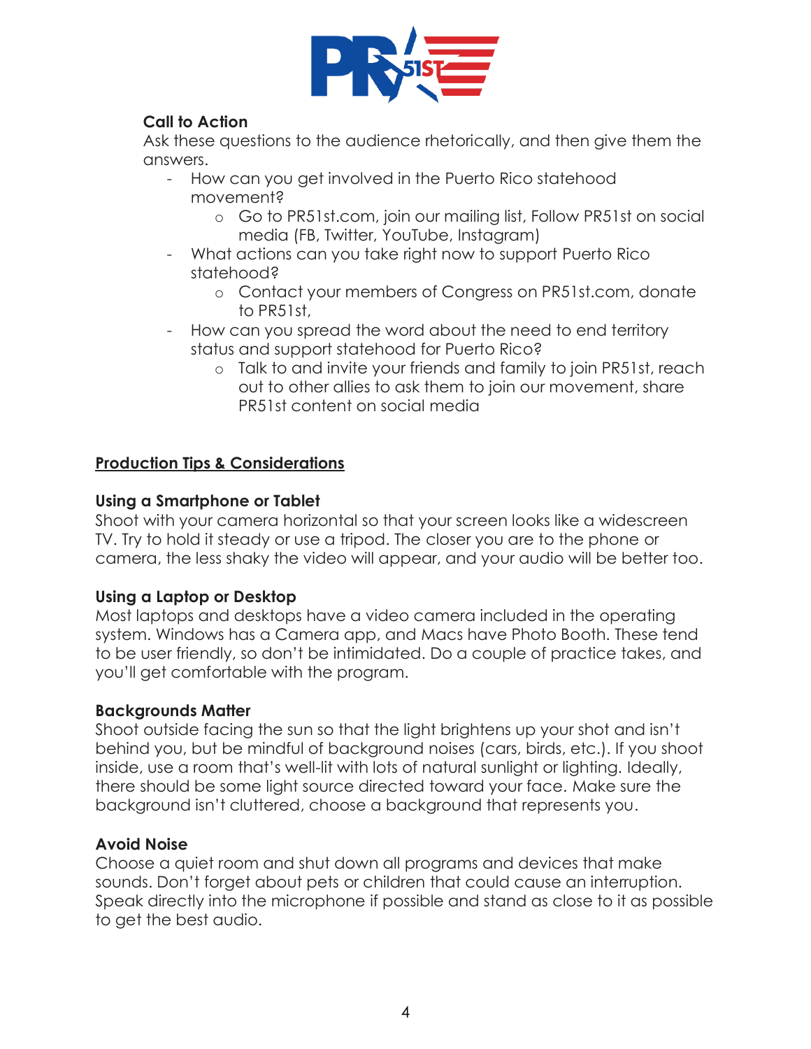**Call to Action**

Ask these questions to the audience rhetorically, and then give them the answers.

- How can you get involved in the Puerto Rico statehood movement?
    - Go to PR51st.com, join our mailing list, Follow PR51st on social media (FB, Twitter, YouTube, Instagram)
- What actions can you take right now to support Puerto Rico statehood?
    - Contact your members of Congress on PR51st.com, donate to PR51st,
- How can you spread the word about the need to end territory status and support statehood for Puerto Rico?
    - Talk to and invite your friends and family to join PR51st, reach out to other allies to ask them to join our movement, share PR51st content on social media

## Production Tips & Considerations

**Using a Smartphone or Tablet**

Shoot with your camera horizontal so that your screen looks like a widescreen TV. Try to hold it steady or use a tripod. The closer you are to the phone or camera, the less shaky the video will appear, and your audio will be better too.

**Using a Laptop or Desktop**

Most laptops and desktops have a video camera included in the operating system. Windows has a Camera app, and Macs have Photo Booth. These tend to be user friendly, so don't be intimidated. Do a couple of practice takes, and you'll get comfortable with the program.

**Backgrounds Matter**

Shoot outside facing the sun so that the light brightens up your shot and isn't behind you, but be mindful of background noises (cars, birds, etc.). If you shoot inside, use a room that's well-lit with lots of natural sunlight or lighting. Ideally, there should be some light source directed toward your face. Make sure the background isn't cluttered, choose a background that represents you.

**Avoid Noise**

Choose a quiet room and shut down all programs and devices that make sounds. Don't forget about pets or children that could cause an interruption. Speak directly into the microphone if possible and stand as close to it as possible to get the best audio.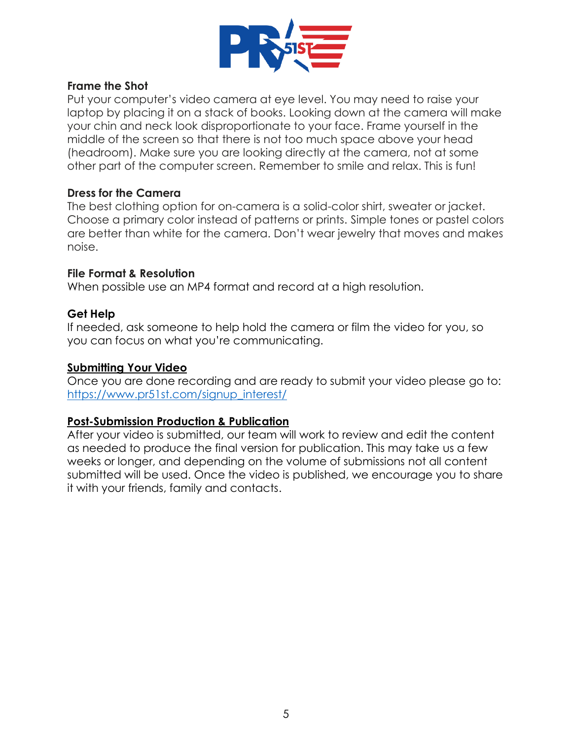### Frame the Shot

Put your computer's video camera at eye level. You may need to raise your laptop by placing it on a stack of books. Looking down at the camera will make your chin and neck look disproportionate to your face. Frame yourself in the middle of the screen so that there is not too much space above your head (headroom). Make sure you are looking directly at the camera, not at some other part of the computer screen. Remember to smile and relax. This is fun!

### Dress for the Camera

The best clothing option for on-camera is a solid-color shirt, sweater or jacket. Choose a primary color instead of patterns or prints. Simple tones or pastel colors are better than white for the camera. Don't wear jewelry that moves and makes noise.

### File Format & Resolution

When possible use an MP4 format and record at a high resolution.

### Get Help

If needed, ask someone to help hold the camera or film the video for you, so you can focus on what you're communicating.

### Submitting Your Video

Once you are done recording and are ready to submit your video please go to: https://www.pr51st.com/signup_interest/

### Post-Submission Production & Publication

After your video is submitted, our team will work to review and edit the content as needed to produce the final version for publication. This may take us a few weeks or longer, and depending on the volume of submissions not all content submitted will be used. Once the video is published, we encourage you to share it with your friends, family and contacts.